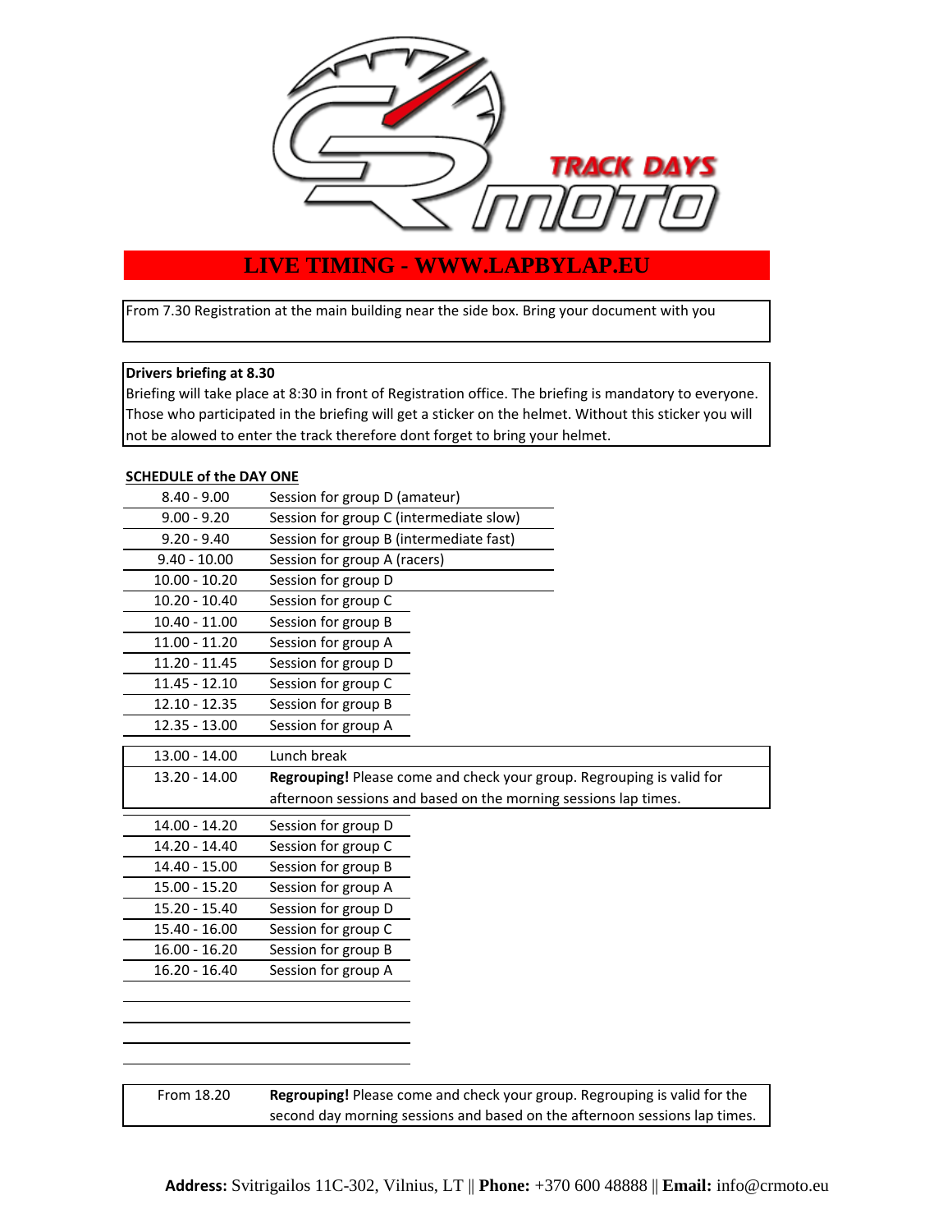TRACK DAYS CR MOTO

## LIVE TIMING - WWW.LAPBYLAP.EU

From 7.30 Registration at the main building near the side box. Bring your document with you

**Drivers briefing at 8.30**

Briefing will take place at 8:30 in front of Registration office. The briefing is mandatory to everyone. Those who participated in the briefing will get a sticker on the helmet. Without this sticker you will not be alowed to enter the track therefore dont forget to bring your helmet.

**SCHEDULE of the DAY ONE**

| Time | Session |
|---|---|
| 8.40 - 9.00 | Session for group D (amateur) |
| 9.00 - 9.20 | Session for group C (intermediate slow) |
| 9.20 - 9.40 | Session for group B (intermediate fast) |
| 9.40 - 10.00 | Session for group A (racers) |
| 10.00 - 10.20 | Session for group D |
| 10.20 - 10.40 | Session for group C |
| 10.40 - 11.00 | Session for group B |
| 11.00 - 11.20 | Session for group A |
| 11.20 - 11.45 | Session for group D |
| 11.45 - 12.10 | Session for group C |
| 12.10 - 12.35 | Session for group B |
| 12.35 - 13.00 | Session for group A |

| Time | |
|---|---|
| 13.00 - 14.00 | Lunch break |
| 13.20 - 14.00 | **Regrouping!** Please come and check your group. Regrouping is valid for afternoon sessions and based on the morning sessions lap times. |

| Time | Session |
|---|---|
| 14.00 - 14.20 | Session for group D |
| 14.20 - 14.40 | Session for group C |
| 14.40 - 15.00 | Session for group B |
| 15.00 - 15.20 | Session for group A |
| 15.20 - 15.40 | Session for group D |
| 15.40 - 16.00 | Session for group C |
| 16.00 - 16.20 | Session for group B |
| 16.20 - 16.40 | Session for group A |

| Time | |
|---|---|
| From 18.20 | **Regrouping!** Please come and check your group. Regrouping is valid for the second day morning sessions and based on the afternoon sessions lap times. |

**Address:** Svitrigailos 11C-302, Vilnius, LT || **Phone:** +370 600 48888 || **Email:** info@crmoto.eu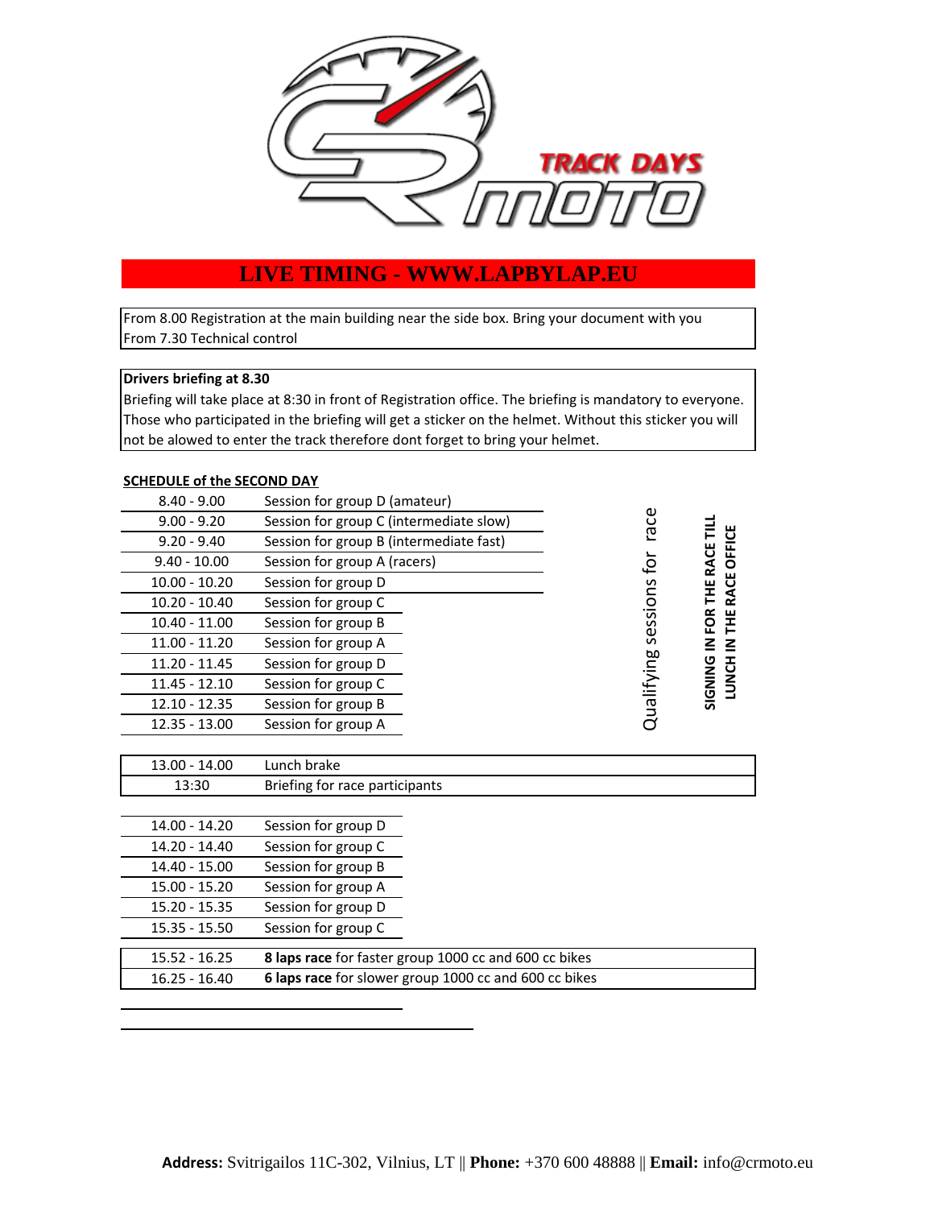## LIVE TIMING - WWW.LAPBYLAP.EU

From 8.00 Registration at the main building near the side box. Bring your document with you
From 7.30 Technical control

**Drivers briefing at 8.30**
Briefing will take place at 8:30 in front of Registration office. The briefing is mandatory to everyone. Those who participated in the briefing will get a sticker on the helmet. Without this sticker you will not be alowed to enter the track therefore dont forget to bring your helmet.

**SCHEDULE of the SECOND DAY**

| | |
|---|---|
| 8.40 - 9.00 | Session for group D (amateur) |
| 9.00 - 9.20 | Session for group C (intermediate slow) |
| 9.20 - 9.40 | Session for group B (intermediate fast) |
| 9.40 - 10.00 | Session for group A (racers) |
| 10.00 - 10.20 | Session for group D |
| 10.20 - 10.40 | Session for group C |
| 10.40 - 11.00 | Session for group B |
| 11.00 - 11.20 | Session for group A |
| 11.20 - 11.45 | Session for group D |
| 11.45 - 12.10 | Session for group C |
| 12.10 - 12.35 | Session for group B |
| 12.35 - 13.00 | Session for group A |

Qualifying sessions for race

**SIGNING IN FOR THE RACE TILL LUNCH IN THE RACE OFFICE**

| | |
|---|---|
| 13.00 - 14.00 | Lunch brake |
| 13:30 | Briefing for race participants |

| | |
|---|---|
| 14.00 - 14.20 | Session for group D |
| 14.20 - 14.40 | Session for group C |
| 14.40 - 15.00 | Session for group B |
| 15.00 - 15.20 | Session for group A |
| 15.20 - 15.35 | Session for group D |
| 15.35 - 15.50 | Session for group C |

| | |
|---|---|
| 15.52 - 16.25 | **8 laps race** for faster group 1000 cc and 600 cc bikes |
| 16.25 - 16.40 | **6 laps race** for slower group 1000 cc and 600 cc bikes |

**Address:** Svitrigailos 11C-302, Vilnius, LT || **Phone:** +370 600 48888 || **Email:** info@crmoto.eu